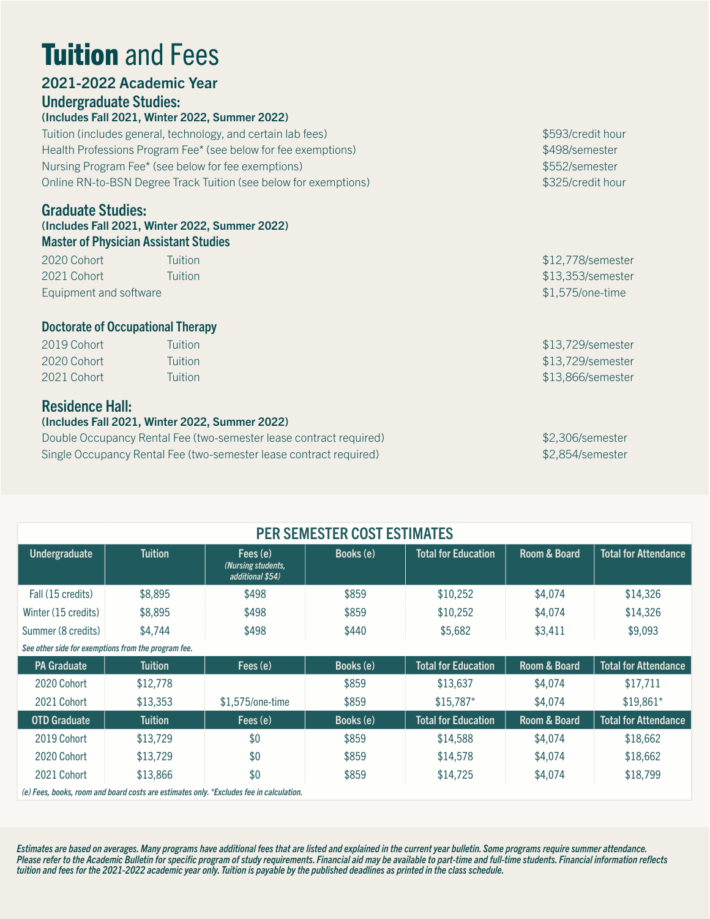# **Tuition** and Fees

## 2021-2022 Academic Year

### Undergraduate Studies:

**(Includes Fall 2021, Winter 2022, Summer 2022)**

| | |
|---|---|
| Tuition (includes general, technology, and certain lab fees) | $593/credit hour |
| Health Professions Program Fee* (see below for fee exemptions) | $498/semester |
| Nursing Program Fee* (see below for fee exemptions) | $552/semester |
| Online RN-to-BSN Degree Track Tuition (see below for exemptions) | $325/credit hour |

### Graduate Studies:

**(Includes Fall 2021, Winter 2022, Summer 2022)**

**Master of Physician Assistant Studies**

| | | |
|---|---|---|
| 2020 Cohort | Tuition | $12,778/semester |
| 2021 Cohort | Tuition | $13,353/semester |
| Equipment and software | | $1,575/one-time |

**Doctorate of Occupational Therapy**

| | | |
|---|---|---|
| 2019 Cohort | Tuition | $13,729/semester |
| 2020 Cohort | Tuition | $13,729/semester |
| 2021 Cohort | Tuition | $13,866/semester |

### Residence Hall:

**(Includes Fall 2021, Winter 2022, Summer 2022)**

| | |
|---|---|
| Double Occupancy Rental Fee (two-semester lease contract required) | $2,306/semester |
| Single Occupancy Rental Fee (two-semester lease contract required) | $2,854/semester |

## PER SEMESTER COST ESTIMATES

| Undergraduate | Tuition | Fees (e) *(Nursing students, additional $54)* | Books (e) | Total for Education | Room & Board | Total for Attendance |
|---|---|---|---|---|---|---|
| Fall (15 credits) | $8,895 | $498 | $859 | $10,252 | $4,074 | $14,326 |
| Winter (15 credits) | $8,895 | $498 | $859 | $10,252 | $4,074 | $14,326 |
| Summer (8 credits) | $4,744 | $498 | $440 | $5,682 | $3,411 | $9,093 |
| *See other side for exemptions from the program fee.* | | | | | | |
| **PA Graduate** | **Tuition** | **Fees (e)** | **Books (e)** | **Total for Education** | **Room & Board** | **Total for Attendance** |
| 2020 Cohort | $12,778 | | $859 | $13,637 | $4,074 | $17,711 |
| 2021 Cohort | $13,353 | $1,575/one-time | $859 | $15,787* | $4,074 | $19,861* |
| **OTD Graduate** | **Tuition** | **Fees (e)** | **Books (e)** | **Total for Education** | **Room & Board** | **Total for Attendance** |
| 2019 Cohort | $13,729 | $0 | $859 | $14,588 | $4,074 | $18,662 |
| 2020 Cohort | $13,729 | $0 | $859 | $14,578 | $4,074 | $18,662 |
| 2021 Cohort | $13,866 | $0 | $859 | $14,725 | $4,074 | $18,799 |

*(e) Fees, books, room and board costs are estimates only. *Excludes fee in calculation.*

*Estimates are based on averages. Many programs have additional fees that are listed and explained in the current year bulletin. Some programs require summer attendance. Please refer to the Academic Bulletin for specific program of study requirements. Financial aid may be available to part-time and full-time students. Financial information reflects tuition and fees for the 2021-2022 academic year only. Tuition is payable by the published deadlines as printed in the class schedule.*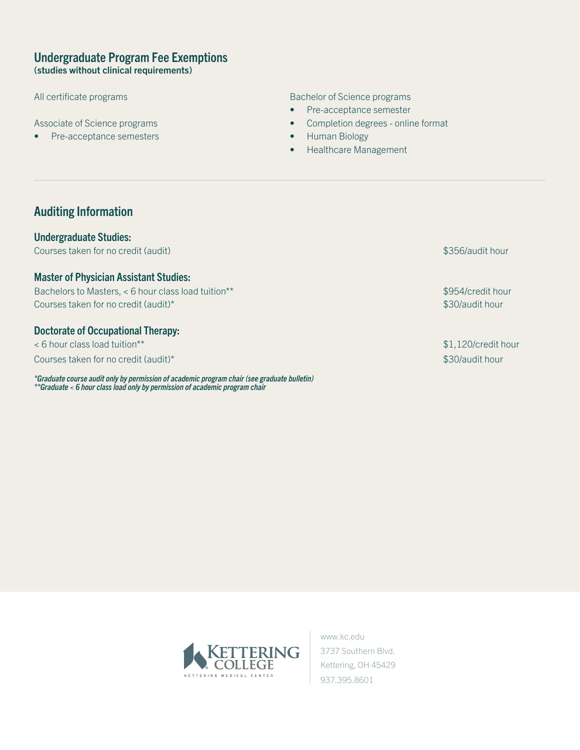## Undergraduate Program Fee Exemptions
**(studies without clinical requirements)**

All certificate programs

Associate of Science programs
- Pre-acceptance semesters

Bachelor of Science programs
- Pre-acceptance semester
- Completion degrees - online format
- Human Biology
- Healthcare Management

## Auditing Information

### Undergraduate Studies:

| | |
|---|---|
| Courses taken for no credit (audit) | $356/audit hour |

### Master of Physician Assistant Studies:

| | |
|---|---|
| Bachelors to Masters, < 6 hour class load tuition** | $954/credit hour |
| Courses taken for no credit (audit)* | $30/audit hour |

### Doctorate of Occupational Therapy:

| | |
|---|---|
| < 6 hour class load tuition** | $1,120/credit hour |
| Courses taken for no credit (audit)* | $30/audit hour |

*\*Graduate course audit only by permission of academic program chair (see graduate bulletin)*
*\*\*Graduate < 6 hour class load only by permission of academic program chair*

KETTERING COLLEGE
KETTERING MEDICAL CENTER

www.kc.edu
3737 Southern Blvd.
Kettering, OH 45429
937.395.8601